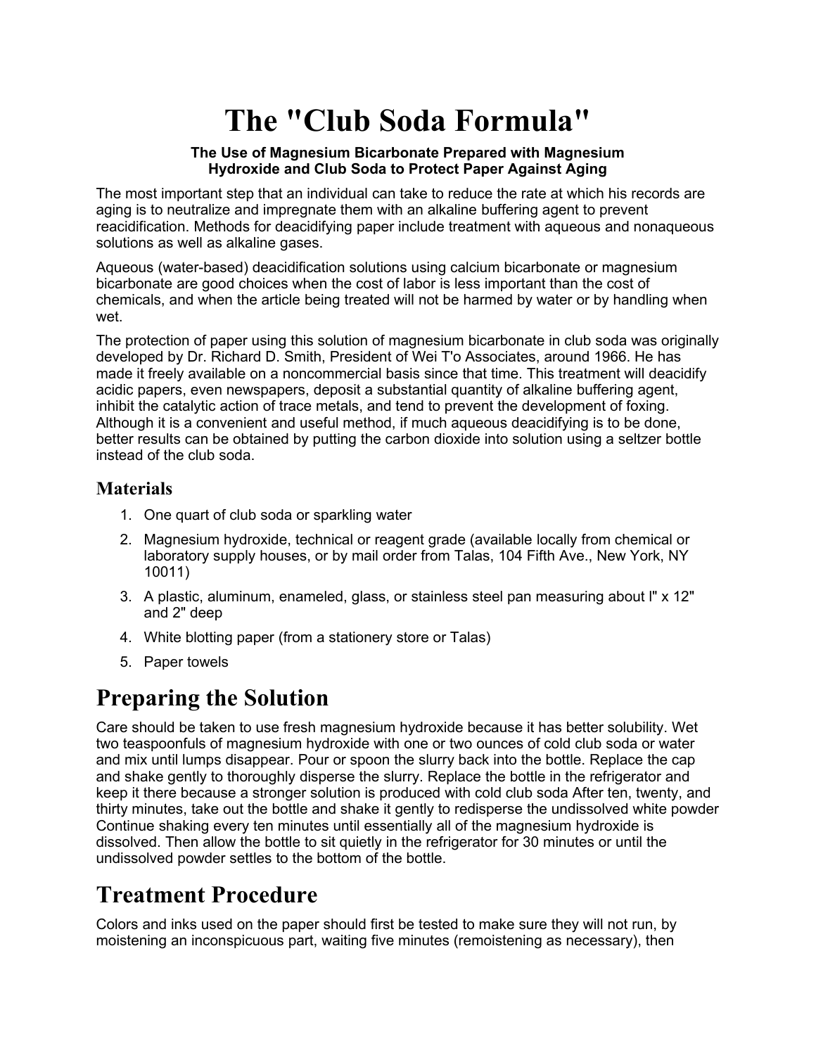# The "Club Soda Formula"

**The Use of Magnesium Bicarbonate Prepared with Magnesium Hydroxide and Club Soda to Protect Paper Against Aging**

The most important step that an individual can take to reduce the rate at which his records are aging is to neutralize and impregnate them with an alkaline buffering agent to prevent reacidification. Methods for deacidifying paper include treatment with aqueous and nonaqueous solutions as well as alkaline gases.

Aqueous (water-based) deacidification solutions using calcium bicarbonate or magnesium bicarbonate are good choices when the cost of labor is less important than the cost of chemicals, and when the article being treated will not be harmed by water or by handling when wet.

The protection of paper using this solution of magnesium bicarbonate in club soda was originally developed by Dr. Richard D. Smith, President of Wei T'o Associates, around 1966. He has made it freely available on a noncommercial basis since that time. This treatment will deacidify acidic papers, even newspapers, deposit a substantial quantity of alkaline buffering agent, inhibit the catalytic action of trace metals, and tend to prevent the development of foxing. Although it is a convenient and useful method, if much aqueous deacidifying is to be done, better results can be obtained by putting the carbon dioxide into solution using a seltzer bottle instead of the club soda.

### Materials

1. One quart of club soda or sparkling water
2. Magnesium hydroxide, technical or reagent grade (available locally from chemical or laboratory supply houses, or by mail order from Talas, 104 Fifth Ave., New York, NY 10011)
3. A plastic, aluminum, enameled, glass, or stainless steel pan measuring about l" x 12" and 2" deep
4. White blotting paper (from a stationery store or Talas)
5. Paper towels

## Preparing the Solution

Care should be taken to use fresh magnesium hydroxide because it has better solubility. Wet two teaspoonfuls of magnesium hydroxide with one or two ounces of cold club soda or water and mix until lumps disappear. Pour or spoon the slurry back into the bottle. Replace the cap and shake gently to thoroughly disperse the slurry. Replace the bottle in the refrigerator and keep it there because a stronger solution is produced with cold club soda After ten, twenty, and thirty minutes, take out the bottle and shake it gently to redisperse the undissolved white powder Continue shaking every ten minutes until essentially all of the magnesium hydroxide is dissolved. Then allow the bottle to sit quietly in the refrigerator for 30 minutes or until the undissolved powder settles to the bottom of the bottle.

## Treatment Procedure

Colors and inks used on the paper should first be tested to make sure they will not run, by moistening an inconspicuous part, waiting five minutes (remoistening as necessary), then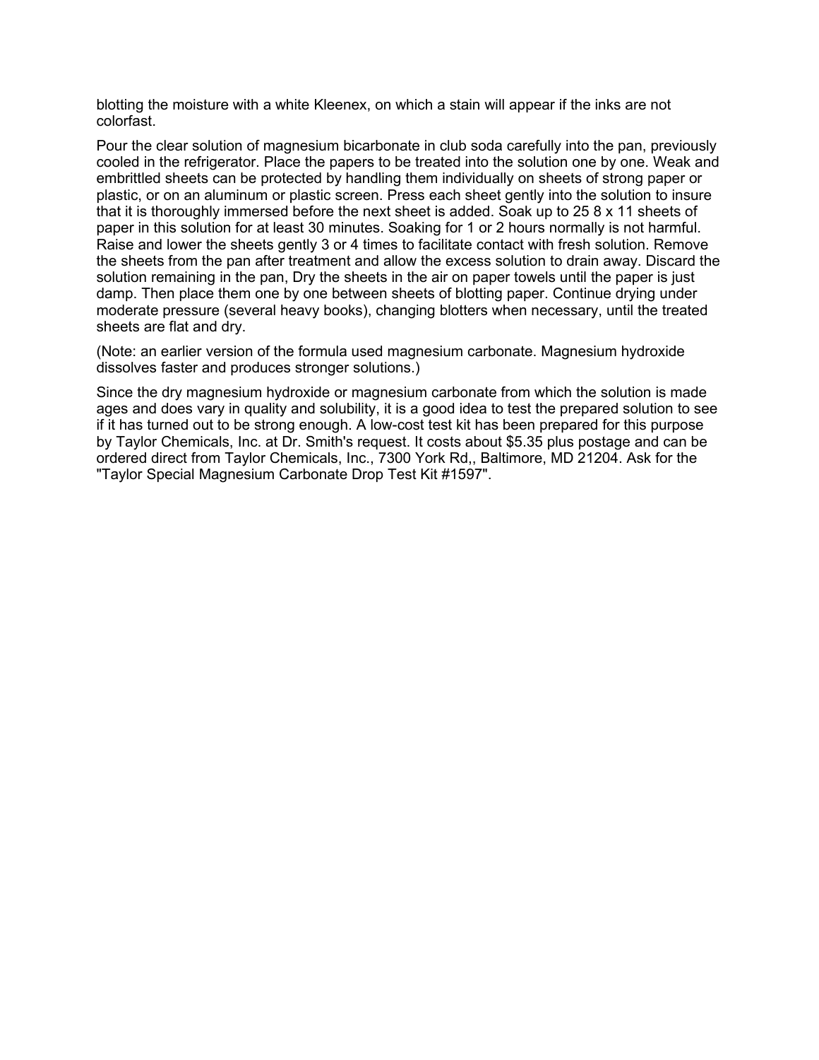blotting the moisture with a white Kleenex, on which a stain will appear if the inks are not colorfast.

Pour the clear solution of magnesium bicarbonate in club soda carefully into the pan, previously cooled in the refrigerator. Place the papers to be treated into the solution one by one. Weak and embrittled sheets can be protected by handling them individually on sheets of strong paper or plastic, or on an aluminum or plastic screen. Press each sheet gently into the solution to insure that it is thoroughly immersed before the next sheet is added. Soak up to 25 8 x 11 sheets of paper in this solution for at least 30 minutes. Soaking for 1 or 2 hours normally is not harmful. Raise and lower the sheets gently 3 or 4 times to facilitate contact with fresh solution. Remove the sheets from the pan after treatment and allow the excess solution to drain away. Discard the solution remaining in the pan, Dry the sheets in the air on paper towels until the paper is just damp. Then place them one by one between sheets of blotting paper. Continue drying under moderate pressure (several heavy books), changing blotters when necessary, until the treated sheets are flat and dry.

(Note: an earlier version of the formula used magnesium carbonate. Magnesium hydroxide dissolves faster and produces stronger solutions.)

Since the dry magnesium hydroxide or magnesium carbonate from which the solution is made ages and does vary in quality and solubility, it is a good idea to test the prepared solution to see if it has turned out to be strong enough. A low-cost test kit has been prepared for this purpose by Taylor Chemicals, Inc. at Dr. Smith's request. It costs about $5.35 plus postage and can be ordered direct from Taylor Chemicals, Inc., 7300 York Rd,, Baltimore, MD 21204. Ask for the "Taylor Special Magnesium Carbonate Drop Test Kit #1597".